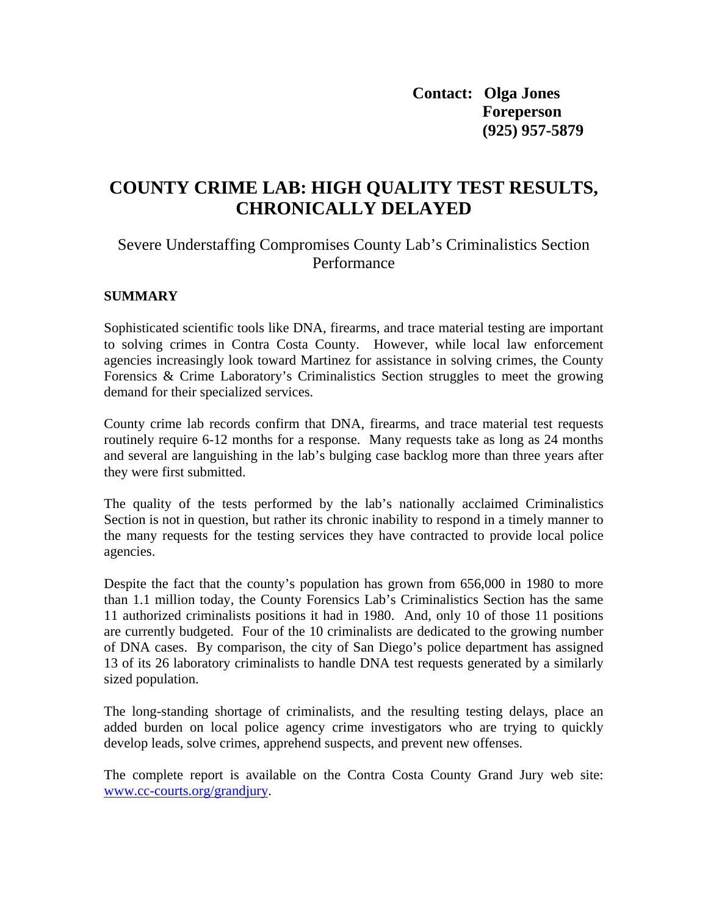**Contact: Olga Jones**
**Foreperson**
**(925) 957-5879**

# COUNTY CRIME LAB: HIGH QUALITY TEST RESULTS, CHRONICALLY DELAYED

## Severe Understaffing Compromises County Lab's Criminalistics Section Performance

### SUMMARY

Sophisticated scientific tools like DNA, firearms, and trace material testing are important to solving crimes in Contra Costa County. However, while local law enforcement agencies increasingly look toward Martinez for assistance in solving crimes, the County Forensics & Crime Laboratory's Criminalistics Section struggles to meet the growing demand for their specialized services.

County crime lab records confirm that DNA, firearms, and trace material test requests routinely require 6-12 months for a response. Many requests take as long as 24 months and several are languishing in the lab's bulging case backlog more than three years after they were first submitted.

The quality of the tests performed by the lab's nationally acclaimed Criminalistics Section is not in question, but rather its chronic inability to respond in a timely manner to the many requests for the testing services they have contracted to provide local police agencies.

Despite the fact that the county's population has grown from 656,000 in 1980 to more than 1.1 million today, the County Forensics Lab's Criminalistics Section has the same 11 authorized criminalists positions it had in 1980. And, only 10 of those 11 positions are currently budgeted. Four of the 10 criminalists are dedicated to the growing number of DNA cases. By comparison, the city of San Diego's police department has assigned 13 of its 26 laboratory criminalists to handle DNA test requests generated by a similarly sized population.

The long-standing shortage of criminalists, and the resulting testing delays, place an added burden on local police agency crime investigators who are trying to quickly develop leads, solve crimes, apprehend suspects, and prevent new offenses.

The complete report is available on the Contra Costa County Grand Jury web site: [www.cc-courts.org/grandjury](http://www.cc-courts.org/grandjury).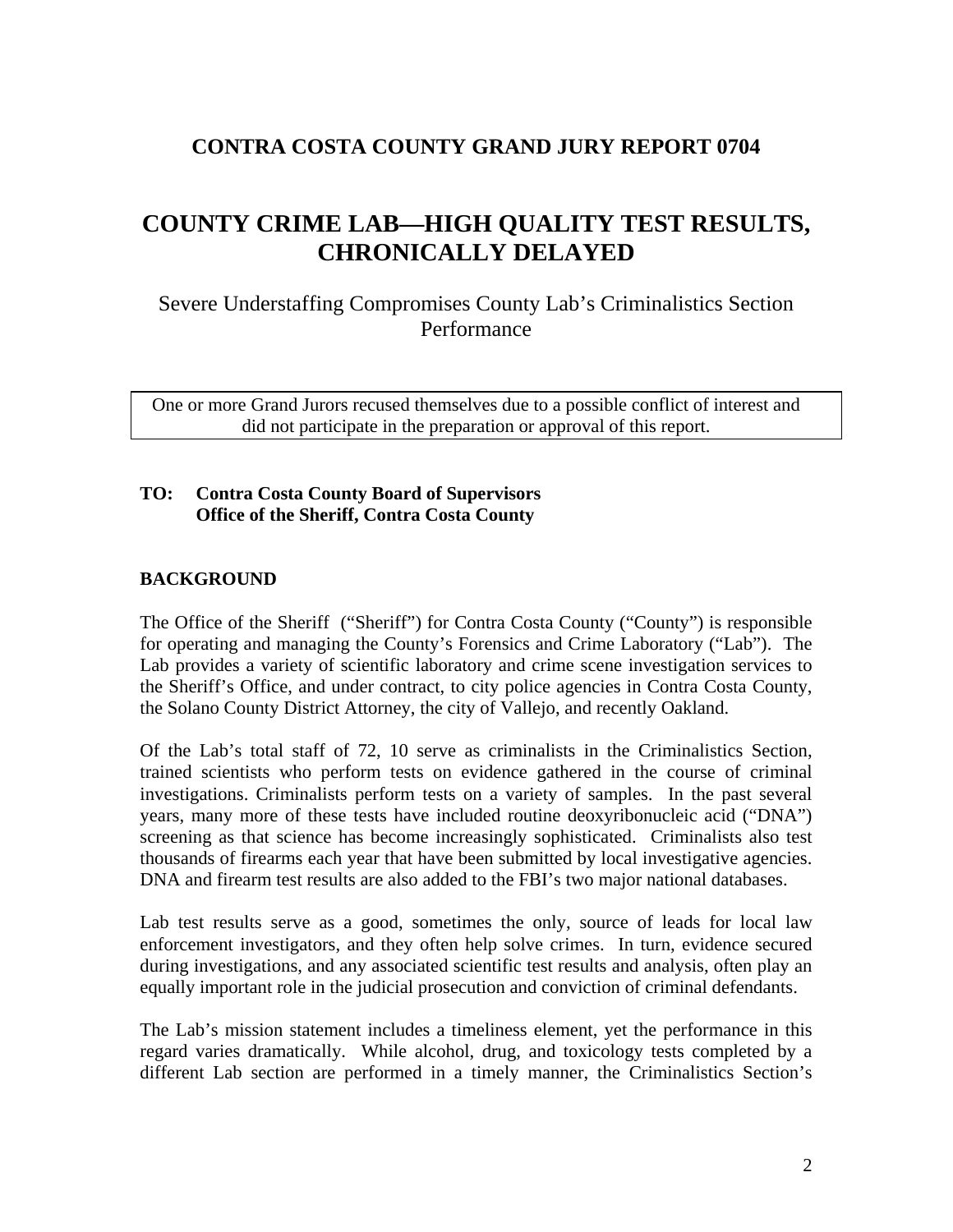# CONTRA COSTA COUNTY GRAND JURY REPORT 0704

# COUNTY CRIME LAB—HIGH QUALITY TEST RESULTS, CHRONICALLY DELAYED

Severe Understaffing Compromises County Lab's Criminalistics Section Performance

> One or more Grand Jurors recused themselves due to a possible conflict of interest and did not participate in the preparation or approval of this report.

**TO: Contra Costa County Board of Supervisors**
**Office of the Sheriff, Contra Costa County**

## BACKGROUND

The Office of the Sheriff ("Sheriff") for Contra Costa County ("County") is responsible for operating and managing the County's Forensics and Crime Laboratory ("Lab"). The Lab provides a variety of scientific laboratory and crime scene investigation services to the Sheriff's Office, and under contract, to city police agencies in Contra Costa County, the Solano County District Attorney, the city of Vallejo, and recently Oakland.

Of the Lab's total staff of 72, 10 serve as criminalists in the Criminalistics Section, trained scientists who perform tests on evidence gathered in the course of criminal investigations. Criminalists perform tests on a variety of samples. In the past several years, many more of these tests have included routine deoxyribonucleic acid ("DNA") screening as that science has become increasingly sophisticated. Criminalists also test thousands of firearms each year that have been submitted by local investigative agencies. DNA and firearm test results are also added to the FBI's two major national databases.

Lab test results serve as a good, sometimes the only, source of leads for local law enforcement investigators, and they often help solve crimes. In turn, evidence secured during investigations, and any associated scientific test results and analysis, often play an equally important role in the judicial prosecution and conviction of criminal defendants.

The Lab's mission statement includes a timeliness element, yet the performance in this regard varies dramatically. While alcohol, drug, and toxicology tests completed by a different Lab section are performed in a timely manner, the Criminalistics Section's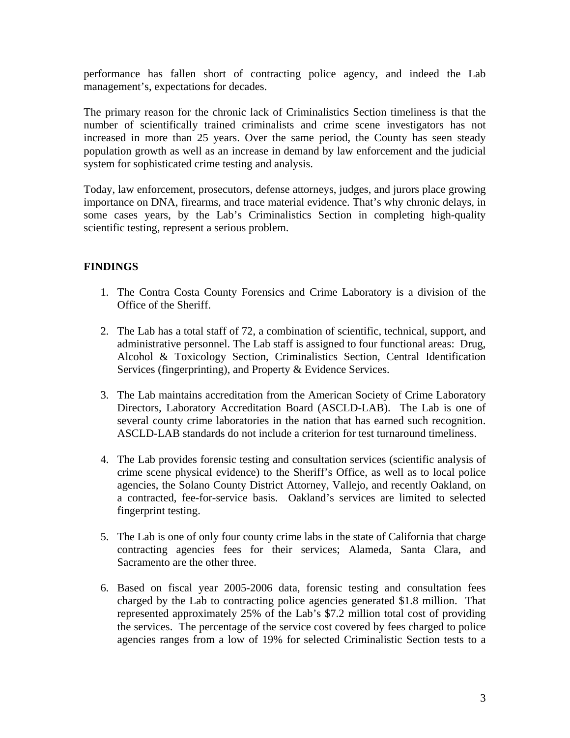performance has fallen short of contracting police agency, and indeed the Lab management's, expectations for decades.

The primary reason for the chronic lack of Criminalistics Section timeliness is that the number of scientifically trained criminalists and crime scene investigators has not increased in more than 25 years. Over the same period, the County has seen steady population growth as well as an increase in demand by law enforcement and the judicial system for sophisticated crime testing and analysis.

Today, law enforcement, prosecutors, defense attorneys, judges, and jurors place growing importance on DNA, firearms, and trace material evidence. That's why chronic delays, in some cases years, by the Lab's Criminalistics Section in completing high-quality scientific testing, represent a serious problem.

## FINDINGS

1. The Contra Costa County Forensics and Crime Laboratory is a division of the Office of the Sheriff.

2. The Lab has a total staff of 72, a combination of scientific, technical, support, and administrative personnel. The Lab staff is assigned to four functional areas: Drug, Alcohol & Toxicology Section, Criminalistics Section, Central Identification Services (fingerprinting), and Property & Evidence Services.

3. The Lab maintains accreditation from the American Society of Crime Laboratory Directors, Laboratory Accreditation Board (ASCLD-LAB). The Lab is one of several county crime laboratories in the nation that has earned such recognition. ASCLD-LAB standards do not include a criterion for test turnaround timeliness.

4. The Lab provides forensic testing and consultation services (scientific analysis of crime scene physical evidence) to the Sheriff's Office, as well as to local police agencies, the Solano County District Attorney, Vallejo, and recently Oakland, on a contracted, fee-for-service basis. Oakland's services are limited to selected fingerprint testing.

5. The Lab is one of only four county crime labs in the state of California that charge contracting agencies fees for their services; Alameda, Santa Clara, and Sacramento are the other three.

6. Based on fiscal year 2005-2006 data, forensic testing and consultation fees charged by the Lab to contracting police agencies generated $1.8 million. That represented approximately 25% of the Lab's $7.2 million total cost of providing the services. The percentage of the service cost covered by fees charged to police agencies ranges from a low of 19% for selected Criminalistic Section tests to a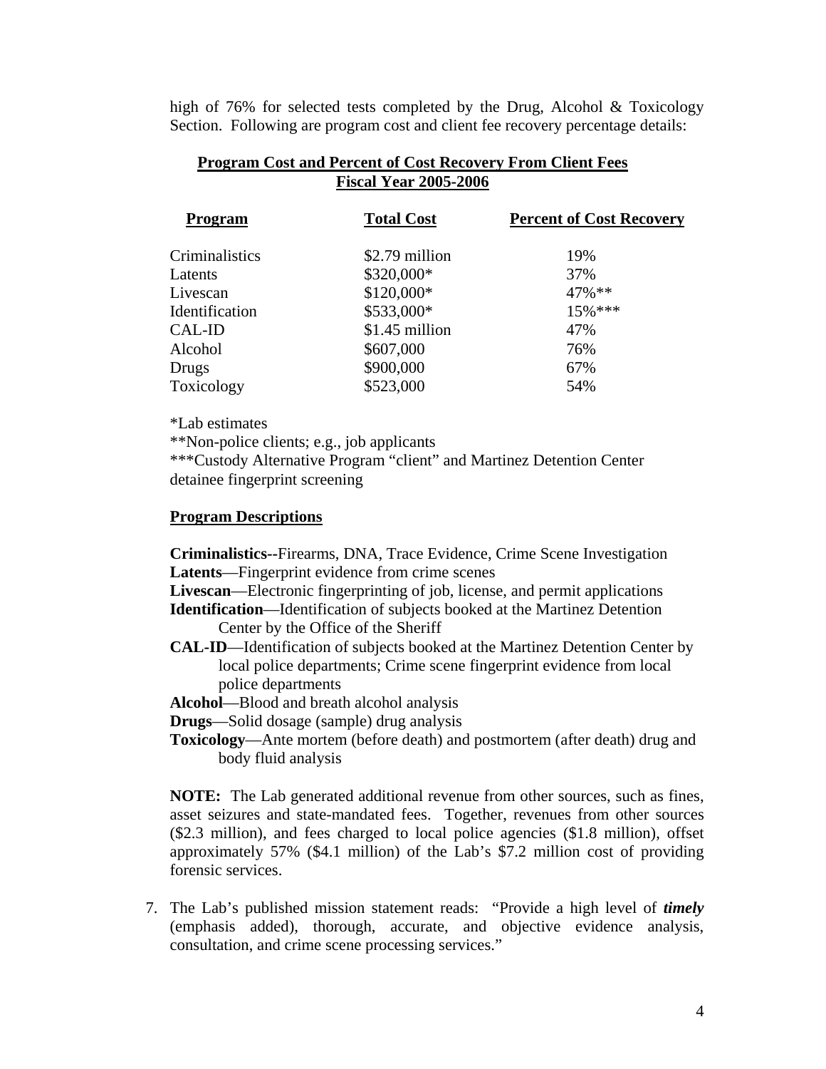high of 76% for selected tests completed by the Drug, Alcohol & Toxicology Section. Following are program cost and client fee recovery percentage details:

**Program Cost and Percent of Cost Recovery From Client Fees**
**Fiscal Year 2005-2006**

| Program | Total Cost | Percent of Cost Recovery |
|---|---|---|
| Criminalistics | $2.79 million | 19% |
| Latents | $320,000* | 37% |
| Livescan | $120,000* | 47%** |
| Identification | $533,000* | 15%*** |
| CAL-ID | $1.45 million | 47% |
| Alcohol | $607,000 | 76% |
| Drugs | $900,000 | 67% |
| Toxicology | $523,000 | 54% |

*Lab estimates
**Non-police clients; e.g., job applicants
***Custody Alternative Program "client" and Martinez Detention Center detainee fingerprint screening

**Program Descriptions**

**Criminalistics--**Firearms, DNA, Trace Evidence, Crime Scene Investigation
**Latents**—Fingerprint evidence from crime scenes
**Livescan**—Electronic fingerprinting of job, license, and permit applications
**Identification**—Identification of subjects booked at the Martinez Detention Center by the Office of the Sheriff
**CAL-ID**—Identification of subjects booked at the Martinez Detention Center by local police departments; Crime scene fingerprint evidence from local police departments
**Alcohol**—Blood and breath alcohol analysis
**Drugs**—Solid dosage (sample) drug analysis
**Toxicology**—Ante mortem (before death) and postmortem (after death) drug and body fluid analysis

**NOTE:** The Lab generated additional revenue from other sources, such as fines, asset seizures and state-mandated fees. Together, revenues from other sources ($2.3 million), and fees charged to local police agencies ($1.8 million), offset approximately 57% ($4.1 million) of the Lab's $7.2 million cost of providing forensic services.

7. The Lab's published mission statement reads: "Provide a high level of ***timely*** (emphasis added), thorough, accurate, and objective evidence analysis, consultation, and crime scene processing services."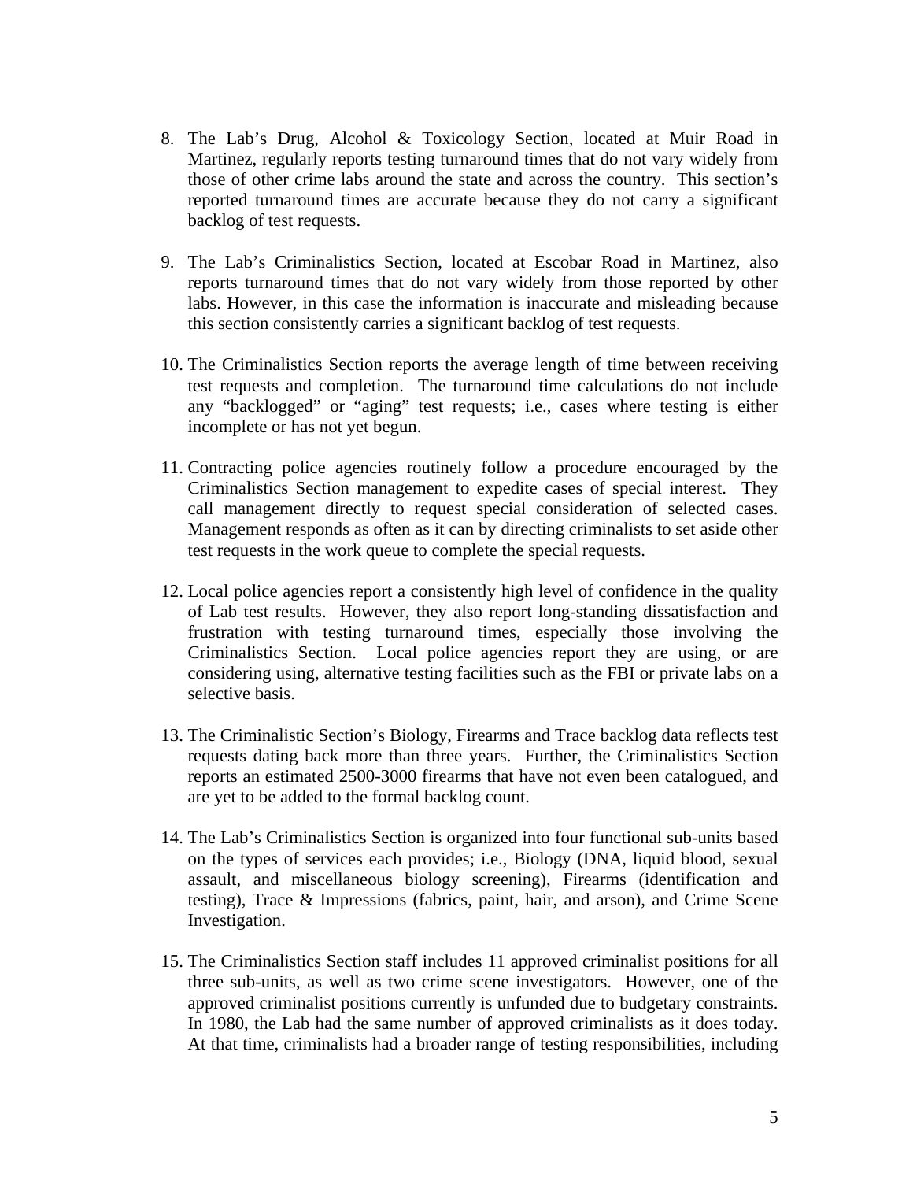8. The Lab's Drug, Alcohol & Toxicology Section, located at Muir Road in Martinez, regularly reports testing turnaround times that do not vary widely from those of other crime labs around the state and across the country. This section's reported turnaround times are accurate because they do not carry a significant backlog of test requests.

9. The Lab's Criminalistics Section, located at Escobar Road in Martinez, also reports turnaround times that do not vary widely from those reported by other labs. However, in this case the information is inaccurate and misleading because this section consistently carries a significant backlog of test requests.

10. The Criminalistics Section reports the average length of time between receiving test requests and completion. The turnaround time calculations do not include any "backlogged" or "aging" test requests; i.e., cases where testing is either incomplete or has not yet begun.

11. Contracting police agencies routinely follow a procedure encouraged by the Criminalistics Section management to expedite cases of special interest. They call management directly to request special consideration of selected cases. Management responds as often as it can by directing criminalists to set aside other test requests in the work queue to complete the special requests.

12. Local police agencies report a consistently high level of confidence in the quality of Lab test results. However, they also report long-standing dissatisfaction and frustration with testing turnaround times, especially those involving the Criminalistics Section. Local police agencies report they are using, or are considering using, alternative testing facilities such as the FBI or private labs on a selective basis.

13. The Criminalistic Section's Biology, Firearms and Trace backlog data reflects test requests dating back more than three years. Further, the Criminalistics Section reports an estimated 2500-3000 firearms that have not even been catalogued, and are yet to be added to the formal backlog count.

14. The Lab's Criminalistics Section is organized into four functional sub-units based on the types of services each provides; i.e., Biology (DNA, liquid blood, sexual assault, and miscellaneous biology screening), Firearms (identification and testing), Trace & Impressions (fabrics, paint, hair, and arson), and Crime Scene Investigation.

15. The Criminalistics Section staff includes 11 approved criminalist positions for all three sub-units, as well as two crime scene investigators. However, one of the approved criminalist positions currently is unfunded due to budgetary constraints. In 1980, the Lab had the same number of approved criminalists as it does today. At that time, criminalists had a broader range of testing responsibilities, including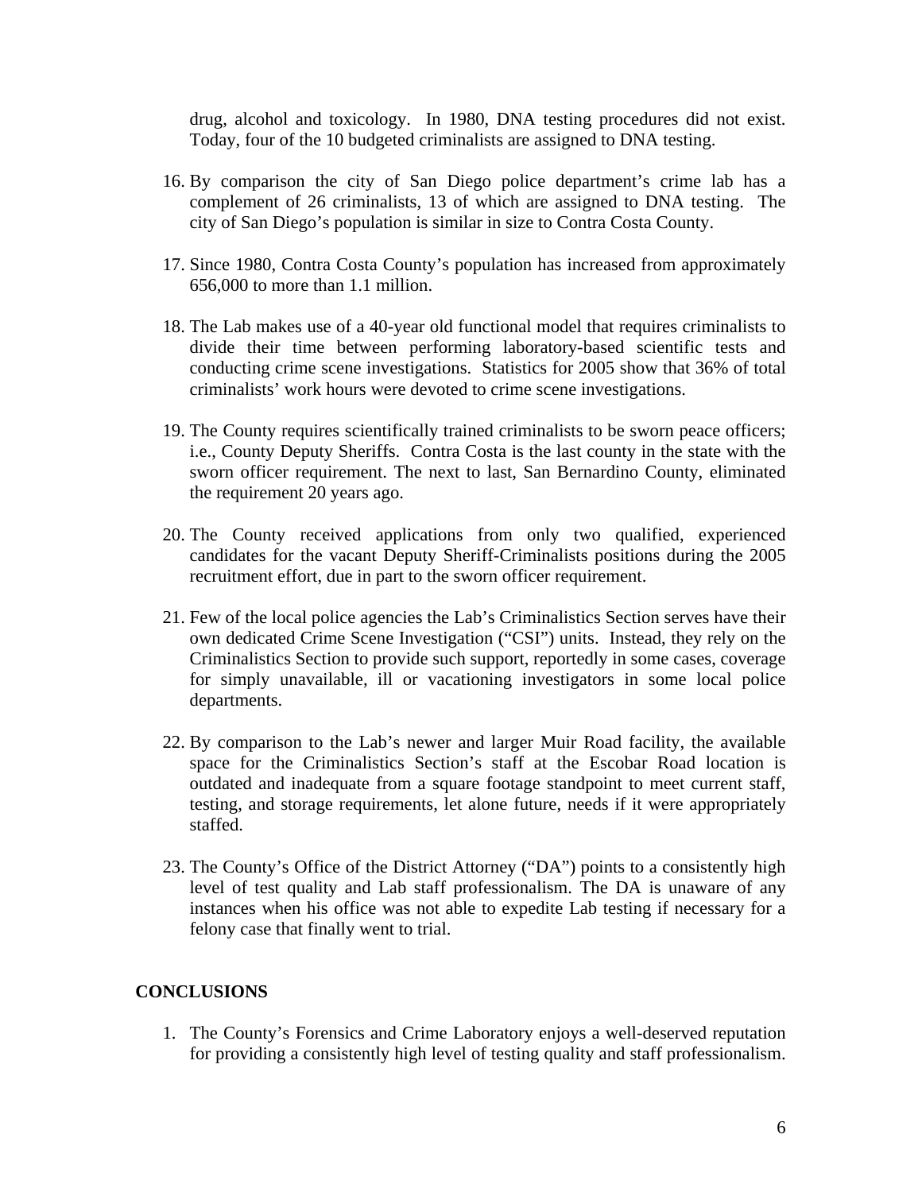drug, alcohol and toxicology. In 1980, DNA testing procedures did not exist. Today, four of the 10 budgeted criminalists are assigned to DNA testing.

16. By comparison the city of San Diego police department's crime lab has a complement of 26 criminalists, 13 of which are assigned to DNA testing. The city of San Diego's population is similar in size to Contra Costa County.

17. Since 1980, Contra Costa County's population has increased from approximately 656,000 to more than 1.1 million.

18. The Lab makes use of a 40-year old functional model that requires criminalists to divide their time between performing laboratory-based scientific tests and conducting crime scene investigations. Statistics for 2005 show that 36% of total criminalists' work hours were devoted to crime scene investigations.

19. The County requires scientifically trained criminalists to be sworn peace officers; i.e., County Deputy Sheriffs. Contra Costa is the last county in the state with the sworn officer requirement. The next to last, San Bernardino County, eliminated the requirement 20 years ago.

20. The County received applications from only two qualified, experienced candidates for the vacant Deputy Sheriff-Criminalists positions during the 2005 recruitment effort, due in part to the sworn officer requirement.

21. Few of the local police agencies the Lab's Criminalistics Section serves have their own dedicated Crime Scene Investigation ("CSI") units. Instead, they rely on the Criminalistics Section to provide such support, reportedly in some cases, coverage for simply unavailable, ill or vacationing investigators in some local police departments.

22. By comparison to the Lab's newer and larger Muir Road facility, the available space for the Criminalistics Section's staff at the Escobar Road location is outdated and inadequate from a square footage standpoint to meet current staff, testing, and storage requirements, let alone future, needs if it were appropriately staffed.

23. The County's Office of the District Attorney ("DA") points to a consistently high level of test quality and Lab staff professionalism. The DA is unaware of any instances when his office was not able to expedite Lab testing if necessary for a felony case that finally went to trial.

## CONCLUSIONS

1. The County's Forensics and Crime Laboratory enjoys a well-deserved reputation for providing a consistently high level of testing quality and staff professionalism.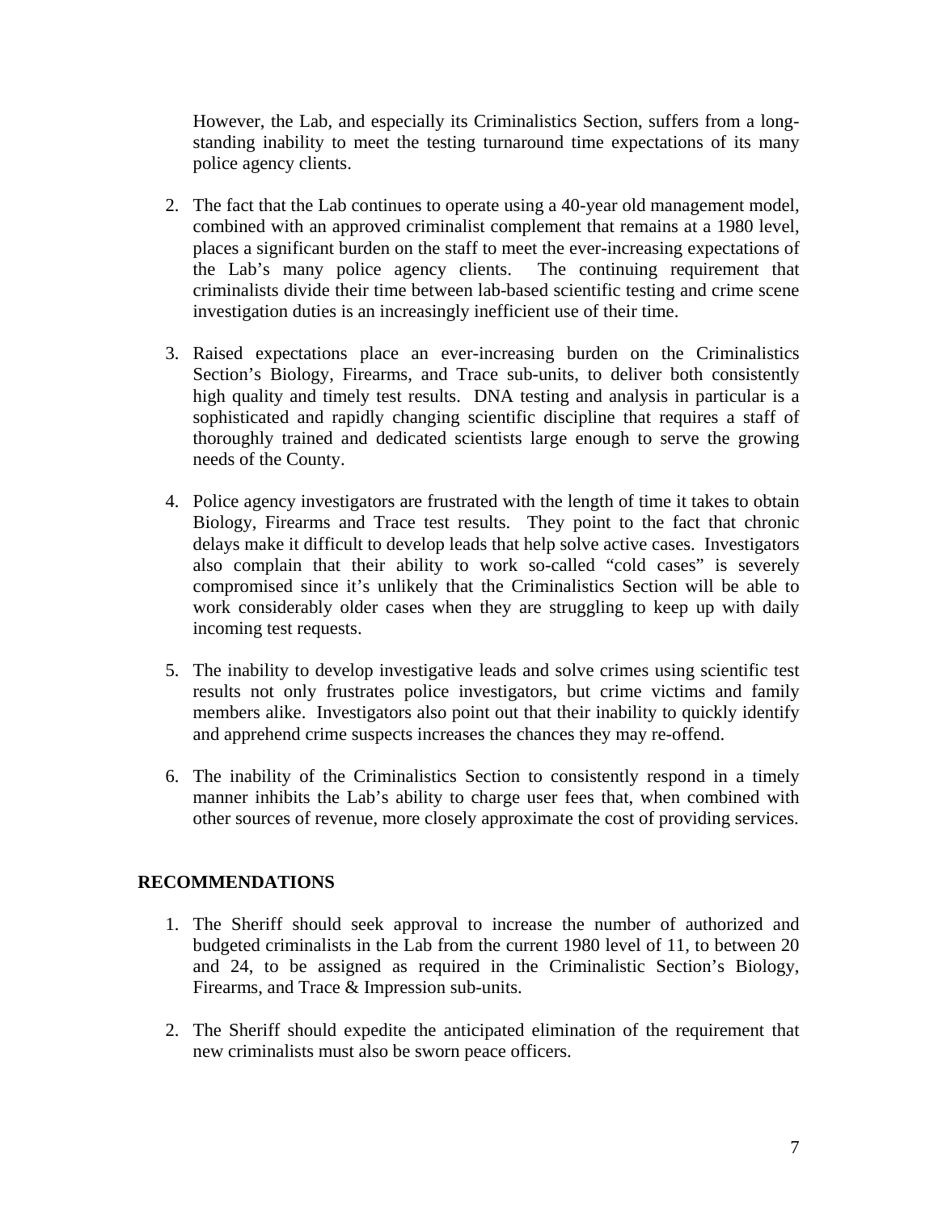However, the Lab, and especially its Criminalistics Section, suffers from a long-standing inability to meet the testing turnaround time expectations of its many police agency clients.

2. The fact that the Lab continues to operate using a 40-year old management model, combined with an approved criminalist complement that remains at a 1980 level, places a significant burden on the staff to meet the ever-increasing expectations of the Lab's many police agency clients. The continuing requirement that criminalists divide their time between lab-based scientific testing and crime scene investigation duties is an increasingly inefficient use of their time.

3. Raised expectations place an ever-increasing burden on the Criminalistics Section's Biology, Firearms, and Trace sub-units, to deliver both consistently high quality and timely test results. DNA testing and analysis in particular is a sophisticated and rapidly changing scientific discipline that requires a staff of thoroughly trained and dedicated scientists large enough to serve the growing needs of the County.

4. Police agency investigators are frustrated with the length of time it takes to obtain Biology, Firearms and Trace test results. They point to the fact that chronic delays make it difficult to develop leads that help solve active cases. Investigators also complain that their ability to work so-called "cold cases" is severely compromised since it's unlikely that the Criminalistics Section will be able to work considerably older cases when they are struggling to keep up with daily incoming test requests.

5. The inability to develop investigative leads and solve crimes using scientific test results not only frustrates police investigators, but crime victims and family members alike. Investigators also point out that their inability to quickly identify and apprehend crime suspects increases the chances they may re-offend.

6. The inability of the Criminalistics Section to consistently respond in a timely manner inhibits the Lab's ability to charge user fees that, when combined with other sources of revenue, more closely approximate the cost of providing services.

## RECOMMENDATIONS

1. The Sheriff should seek approval to increase the number of authorized and budgeted criminalists in the Lab from the current 1980 level of 11, to between 20 and 24, to be assigned as required in the Criminalistic Section's Biology, Firearms, and Trace & Impression sub-units.

2. The Sheriff should expedite the anticipated elimination of the requirement that new criminalists must also be sworn peace officers.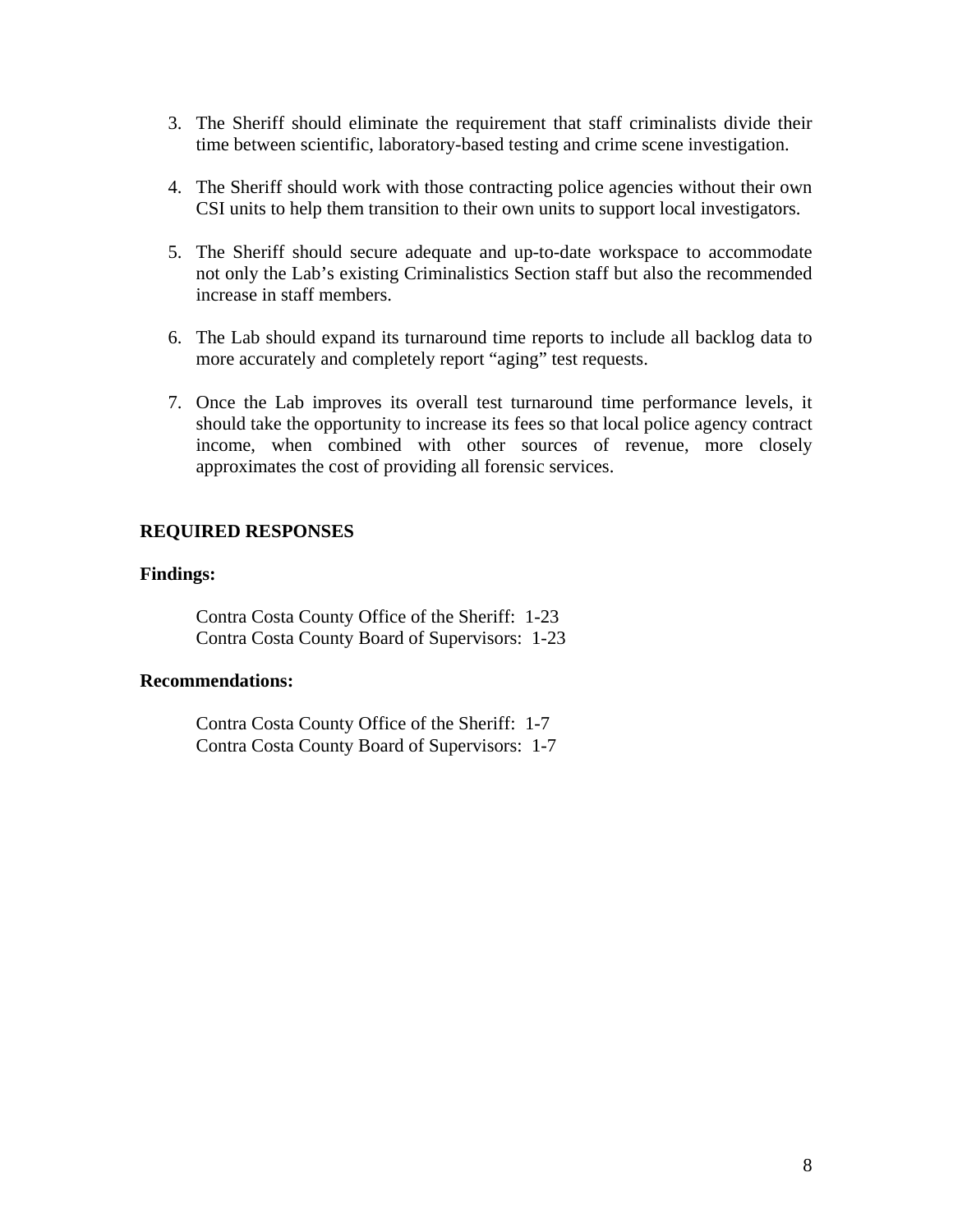3. The Sheriff should eliminate the requirement that staff criminalists divide their time between scientific, laboratory-based testing and crime scene investigation.

4. The Sheriff should work with those contracting police agencies without their own CSI units to help them transition to their own units to support local investigators.

5. The Sheriff should secure adequate and up-to-date workspace to accommodate not only the Lab's existing Criminalistics Section staff but also the recommended increase in staff members.

6. The Lab should expand its turnaround time reports to include all backlog data to more accurately and completely report "aging" test requests.

7. Once the Lab improves its overall test turnaround time performance levels, it should take the opportunity to increase its fees so that local police agency contract income, when combined with other sources of revenue, more closely approximates the cost of providing all forensic services.

## REQUIRED RESPONSES

**Findings:**

Contra Costa County Office of the Sheriff: 1-23
Contra Costa County Board of Supervisors: 1-23

**Recommendations:**

Contra Costa County Office of the Sheriff: 1-7
Contra Costa County Board of Supervisors: 1-7